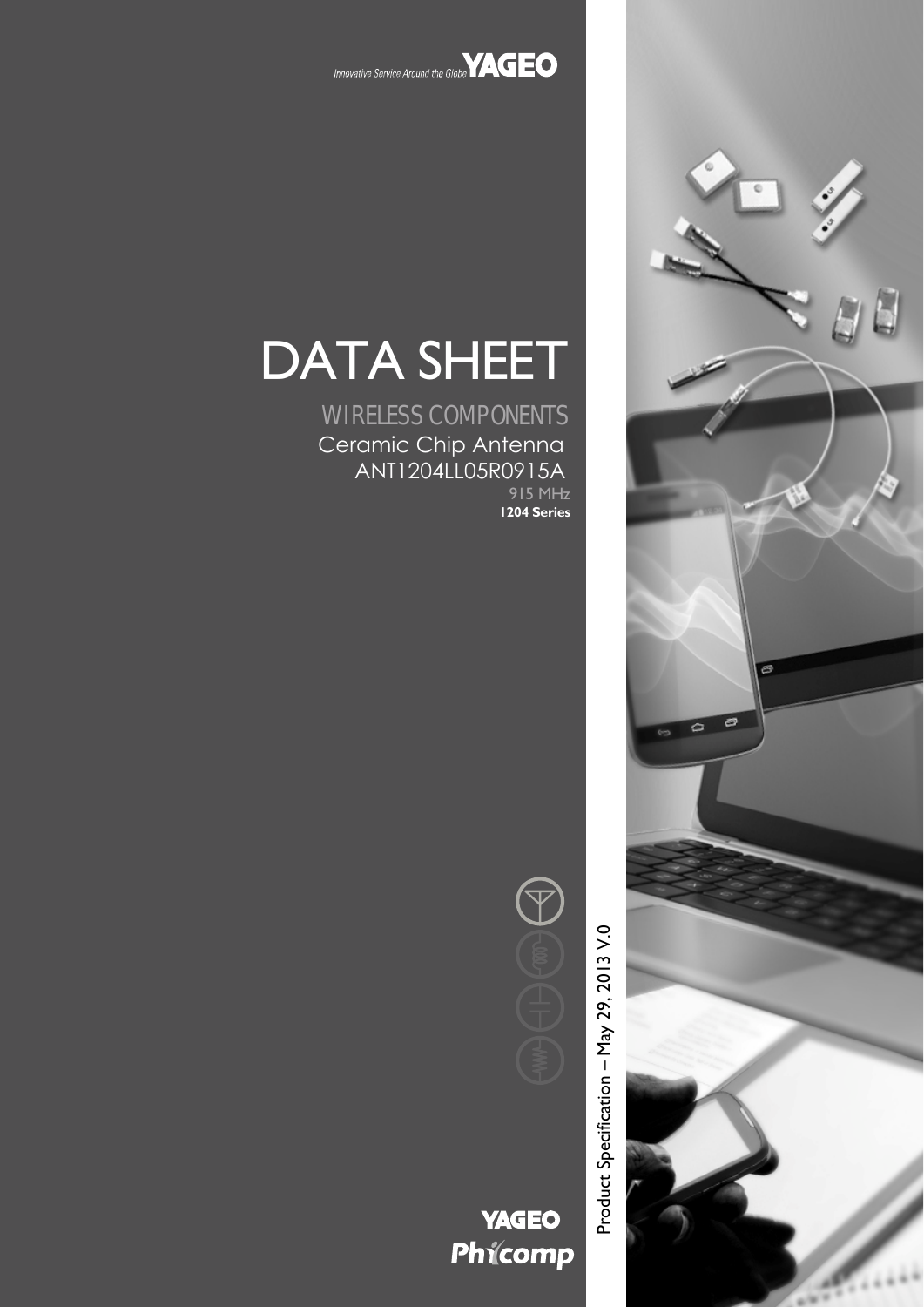Innovative Service Around the Globe **YAGEO**

# DATA SHEET

## WIRELESS COMPONENTS

### Ceramic Chip Antenna

### ANT1204LL05R0915A

915 MHz

**1204 Series**

Product Specification – May 29, 2013 V.0

**YAGEO**
**Phycomp**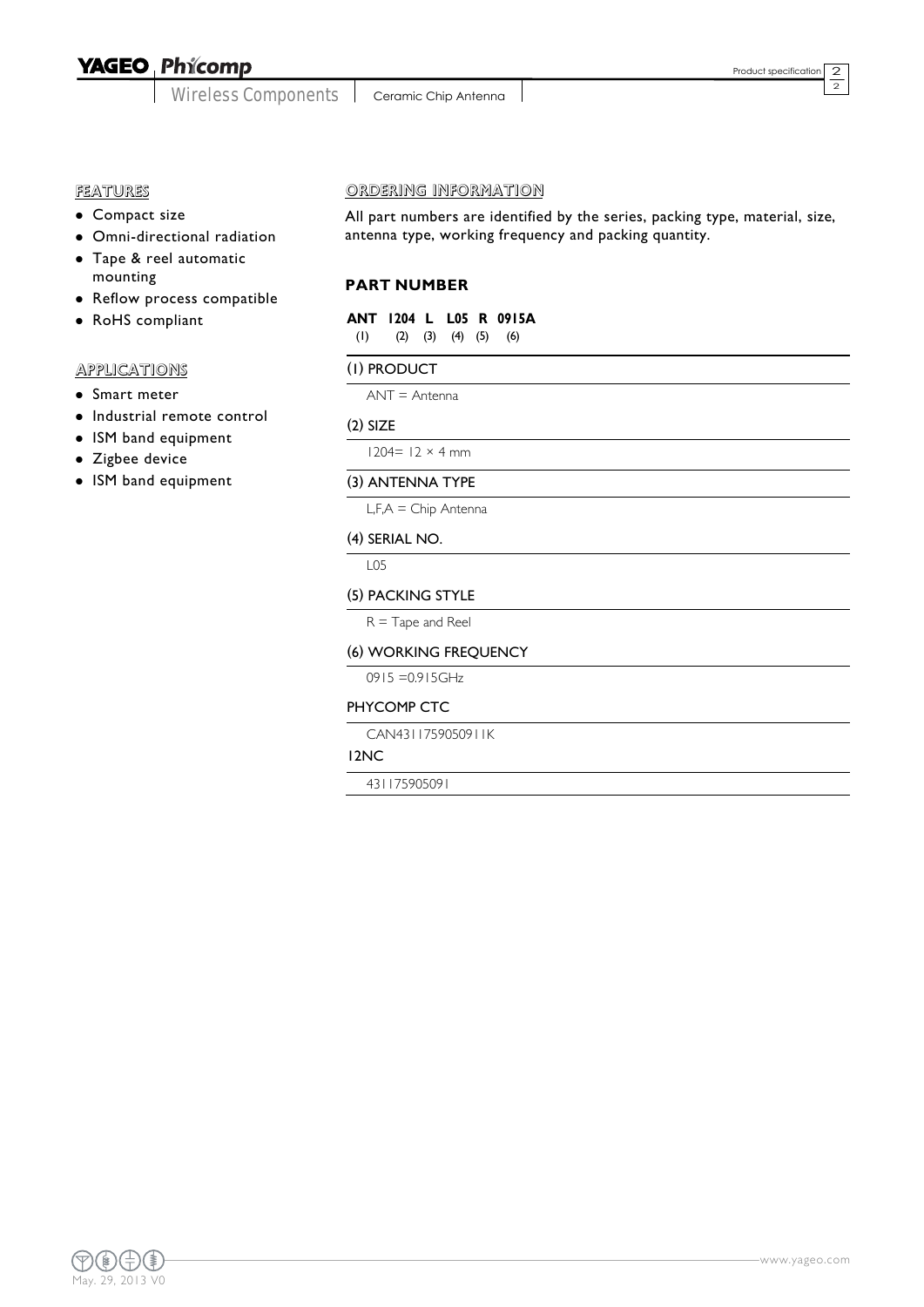## FEATURES

- Compact size
- Omni-directional radiation
- Tape & reel automatic mounting
- Reflow process compatible
- RoHS compliant

## APPLICATIONS

- Smart meter
- Industrial remote control
- ISM band equipment
- Zigbee device
- ISM band equipment

## ORDERING INFORMATION

All part numbers are identified by the series, packing type, material, size, antenna type, working frequency and packing quantity.

### PART NUMBER

**ANT 1204 L L05 R 0915A**
(1) (2) (3) (4) (5) (6)

#### (1) PRODUCT

ANT = Antenna

#### (2) SIZE

1204= 12 × 4 mm

#### (3) ANTENNA TYPE

L,F,A = Chip Antenna

#### (4) SERIAL NO.

L05

#### (5) PACKING STYLE

R = Tape and Reel

#### (6) WORKING FREQUENCY

0915 =0.915GHz

#### PHYCOMP CTC

CAN431175905091 1K

#### 12NC

431175905091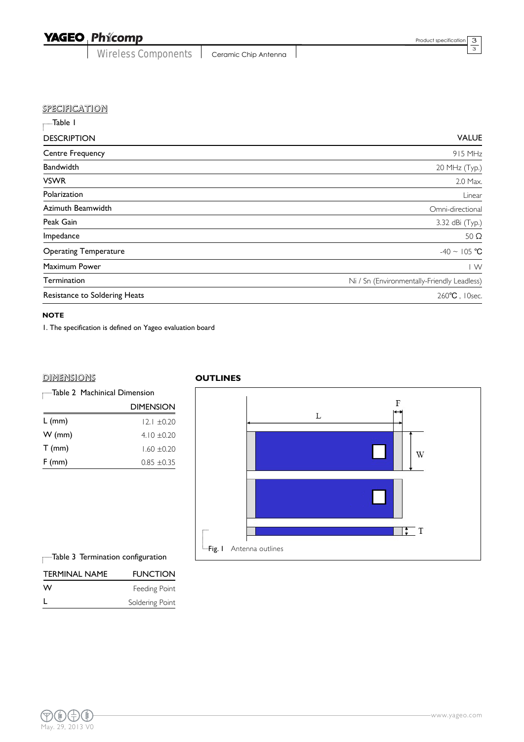## SPECIFICATION

Table 1

| DESCRIPTION | VALUE |
|---|---|
| Centre Frequency | 915 MHz |
| Bandwidth | 20 MHz (Typ.) |
| VSWR | 2.0 Max. |
| Polarization | Linear |
| Azimuth Beamwidth | Omni-directional |
| Peak Gain | 3.32 dBi (Typ.) |
| Impedance | 50 Ω |
| Operating Temperature | -40 ~ 105 ℃ |
| Maximum Power | 1 W |
| Termination | Ni / Sn (Environmentally-Friendly Leadless) |
| Resistance to Soldering Heats | 260℃ , 10sec. |

**NOTE**

1. The specification is defined on Yageo evaluation board

## DIMENSIONS

Table 2 Machinical Dimension

| | DIMENSION |
|---|---|
| L (mm) | 12.1 ±0.20 |
| W (mm) | 4.10 ±0.20 |
| T (mm) | 1.60 ±0.20 |
| F (mm) | 0.85 ±0.35 |

Table 3 Termination configuration

| TERMINAL NAME | FUNCTION |
|---|---|
| W | Feeding Point |
| L | Soldering Point |

## OUTLINES

Fig. 1 Antenna outlines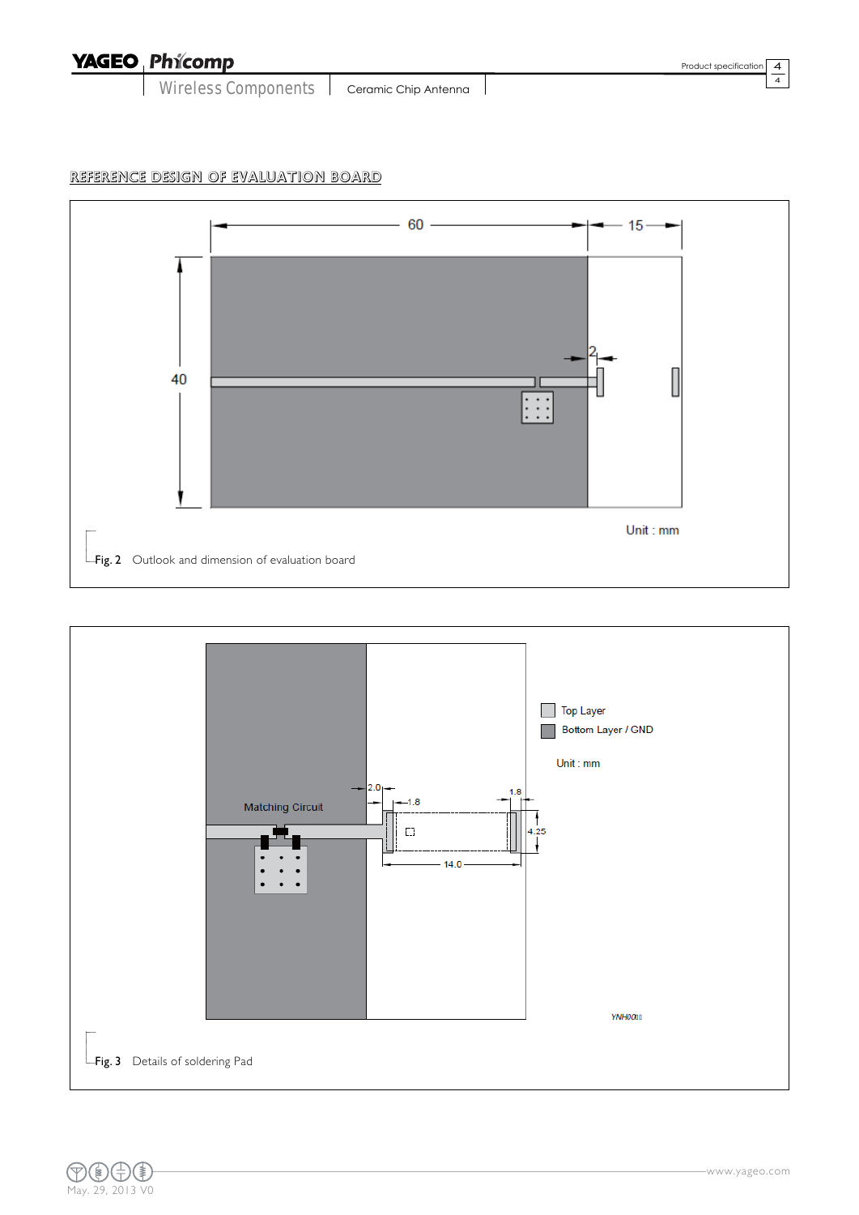## REFERENCE DESIGN OF EVALUATION BOARD

60

15

2

40

Unit : mm

Fig. 2 Outlook and dimension of evaluation board

Matching Circuit

2.0

1.8

1.8

4.25

14.0

Top Layer

Bottom Layer / GND

Unit : mm

YNH00

Fig. 3 Details of soldering Pad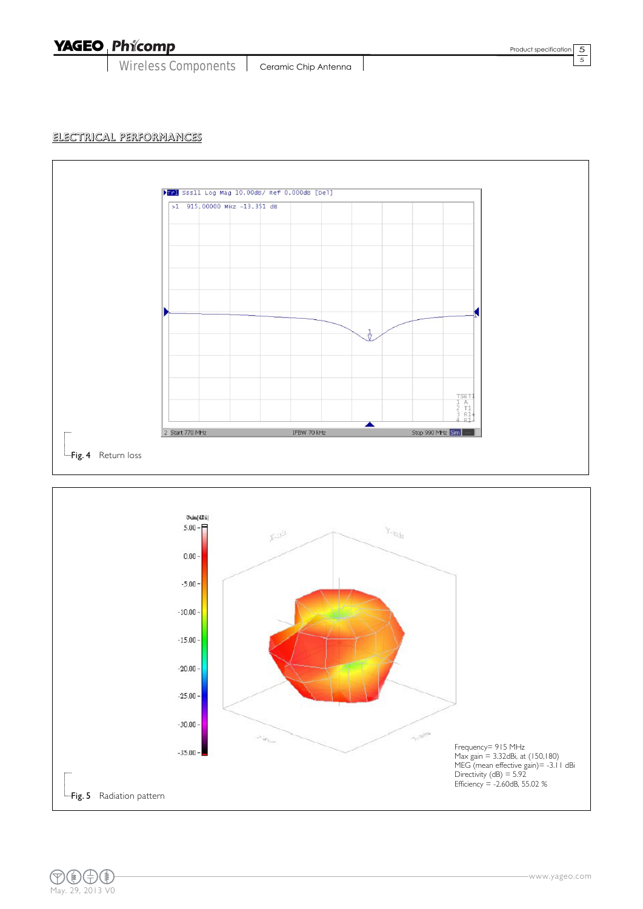## ELECTRICAL PERFORMANCES

Fig. 4 Return loss

Frequency= 915 MHz
Max gain = 3.32dBi, at (150,180)
MEG (mean effective gain)= -3.11 dBi
Directivity (dB) = 5.92
Efficiency = -2.60dB, 55.02 %

Fig. 5 Radiation pattern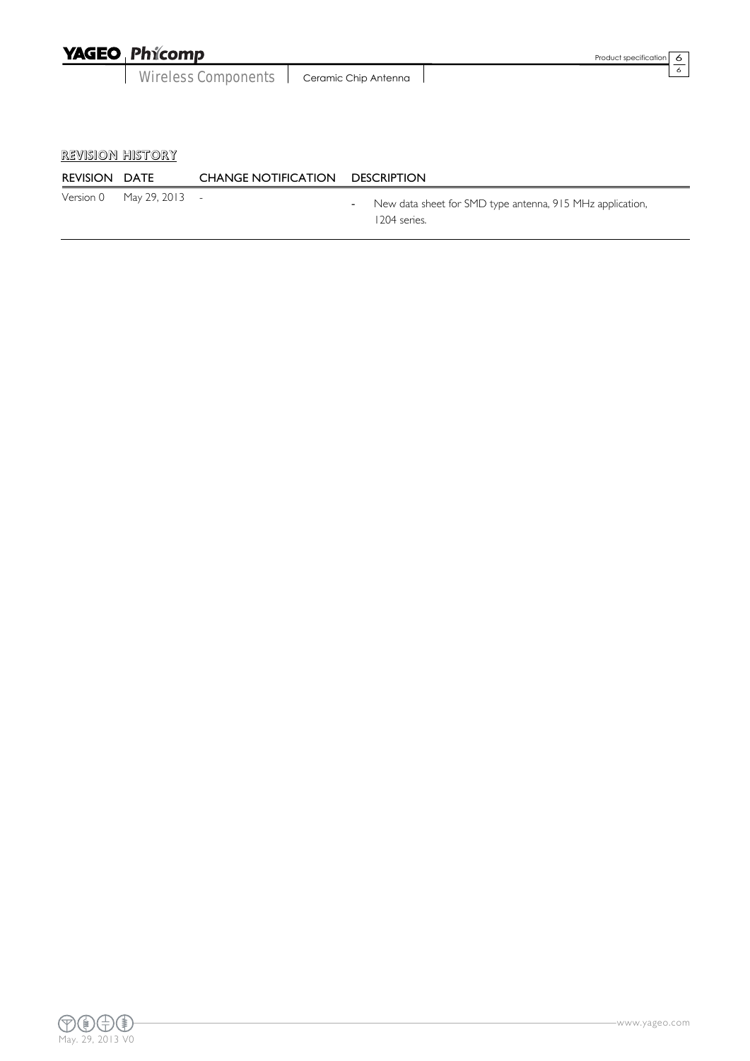## REVISION HISTORY

| REVISION | DATE | CHANGE NOTIFICATION | DESCRIPTION |
|---|---|---|---|
| Version 0 | May 29, 2013 | - | - New data sheet for SMD type antenna, 915 MHz application, 1204 series. |